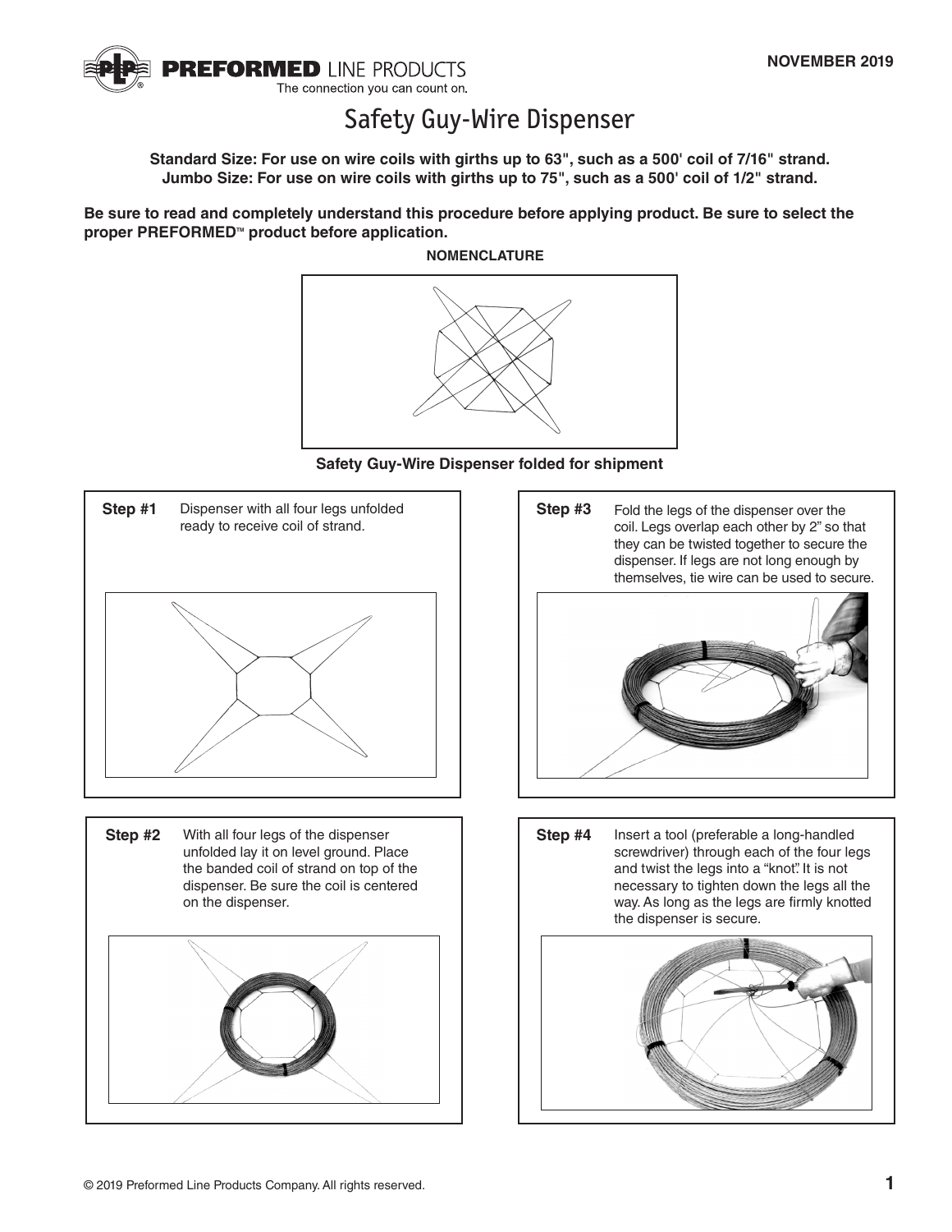PREFORMED LINE PRODUCTS
The connection you can count on.

NOVEMBER 2019

# Safety Guy-Wire Dispenser

**Standard Size: For use on wire coils with girths up to 63", such as a 500' coil of 7/16" strand.**
**Jumbo Size: For use on wire coils with girths up to 75", such as a 500' coil of 1/2" strand.**

**Be sure to read and completely understand this procedure before applying product. Be sure to select the proper PREFORMED™ product before application.**

**NOMENCLATURE**

**Safety Guy-Wire Dispenser folded for shipment**

**Step #1** Dispenser with all four legs unfolded ready to receive coil of strand.

**Step #2** With all four legs of the dispenser unfolded lay it on level ground. Place the banded coil of strand on top of the dispenser. Be sure the coil is centered on the dispenser.

**Step #3** Fold the legs of the dispenser over the coil. Legs overlap each other by 2" so that they can be twisted together to secure the dispenser. If legs are not long enough by themselves, tie wire can be used to secure.

**Step #4** Insert a tool (preferable a long-handled screwdriver) through each of the four legs and twist the legs into a "knot". It is not necessary to tighten down the legs all the way. As long as the legs are firmly knotted the dispenser is secure.

© 2019 Preformed Line Products Company. All rights reserved.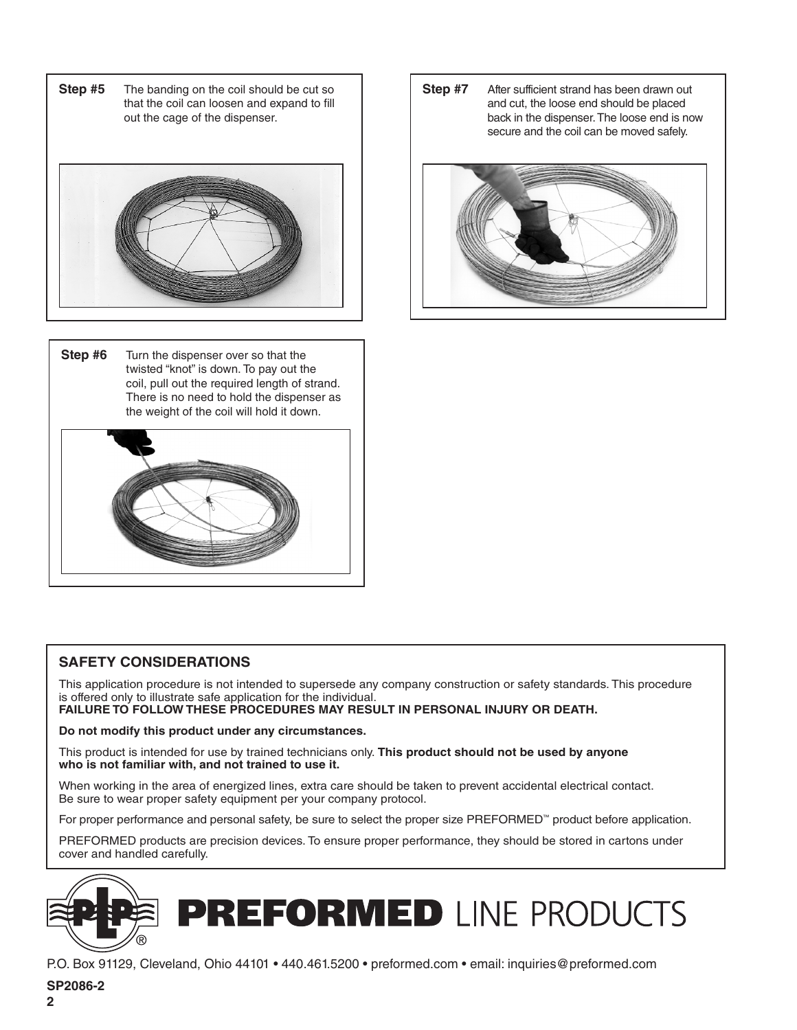**Step #5** The banding on the coil should be cut so that the coil can loosen and expand to fill out the cage of the dispenser.

**Step #6** Turn the dispenser over so that the twisted "knot" is down. To pay out the coil, pull out the required length of strand. There is no need to hold the dispenser as the weight of the coil will hold it down.

**Step #7** After sufficient strand has been drawn out and cut, the loose end should be placed back in the dispenser. The loose end is now secure and the coil can be moved safely.

## SAFETY CONSIDERATIONS

This application procedure is not intended to supersede any company construction or safety standards. This procedure is offered only to illustrate safe application for the individual.
**FAILURE TO FOLLOW THESE PROCEDURES MAY RESULT IN PERSONAL INJURY OR DEATH.**

**Do not modify this product under any circumstances.**

This product is intended for use by trained technicians only. **This product should not be used by anyone who is not familiar with, and not trained to use it.**

When working in the area of energized lines, extra care should be taken to prevent accidental electrical contact. Be sure to wear proper safety equipment per your company protocol.

For proper performance and personal safety, be sure to select the proper size PREFORMED™ product before application.

PREFORMED products are precision devices. To ensure proper performance, they should be stored in cartons under cover and handled carefully.

**PREFORMED** LINE PRODUCTS

P.O. Box 91129, Cleveland, Ohio 44101 • 440.461.5200 • preformed.com • email: inquiries@preformed.com

**SP2086-2**